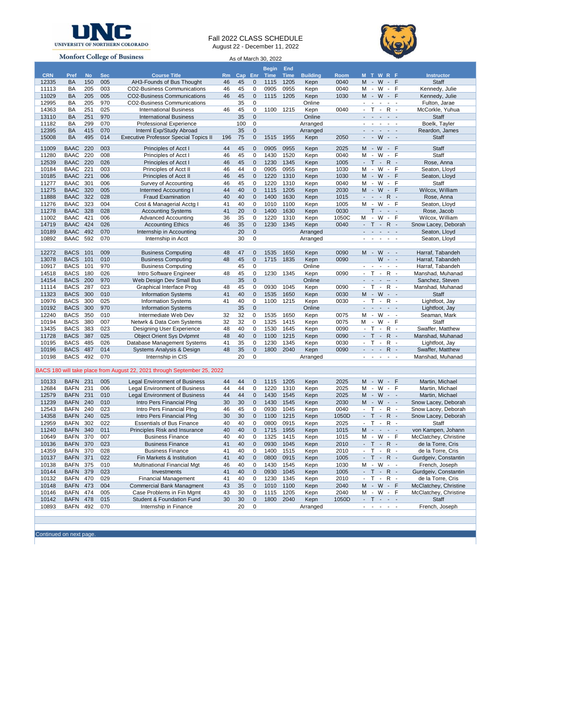UNC UNIVERSITY OF NORTHERN COLORADO

Monfort College of Business

# Fall 2022 CLASS SCHEDULE

August 22 - December 11, 2022

As of March 30, 2022

| CRN | Pref | No | Sec | Course Title | Rm | Cap | Enr | Begin Time | End Time | Building | Room | M T W R F | Instructor |
|---|---|---|---|---|---|---|---|---|---|---|---|---|---|
| 12335 | BA | 150 | 005 | AH3-Founds of Bus Thought | 46 | 45 | 0 | 1115 | 1205 | Kepn | 0040 | M - W - F | Staff |
| 11113 | BA | 205 | 003 | CO2-Business Communications | 46 | 45 | 0 | 0905 | 0955 | Kepn | 0040 | M - W - F | Kennedy, Julie |
| 11029 | BA | 205 | 005 | CO2-Business Communications | 46 | 45 | 0 | 1115 | 1205 | Kepn | 1030 | M - W - F | Kennedy, Julie |
| 12995 | BA | 205 | 970 | CO2-Business Communications | | 35 | 0 | | | Online | | - - - - - | Fulton, Jarae |
| 14363 | BA | 251 | 025 | International Business | 46 | 45 | 0 | 1100 | 1215 | Kepn | 0040 | - T - R - | McCorkle, Yuhua |
| 13110 | BA | 251 | 970 | International Business | | 35 | 0 | | | Online | | - - - - - | Staff |
| 11182 | BA | 299 | 070 | Professional Experience | | 100 | 0 | | | Arranged | | - - - - - | Boelk, Tayler |
| 12395 | BA | 415 | 070 | Internl Exp/Study Abroad | | 35 | 0 | | | Arranged | | - - - - - | Reardon, James |
| 15008 | BA | 495 | 014 | Executive Professor Special Topics II | 196 | 75 | 0 | 1515 | 1955 | Kepn | 2050 | - - W - - | Staff |
| | | | | | | | | | | | | | |
| 11009 | BAAC | 220 | 003 | Principles of Acct I | 44 | 45 | 0 | 0905 | 0955 | Kepn | 2025 | M - W - F | Staff |
| 11280 | BAAC | 220 | 008 | Principles of Acct I | 46 | 45 | 0 | 1430 | 1520 | Kepn | 0040 | M - W - F | Staff |
| 12539 | BAAC | 220 | 026 | Principles of Acct I | 46 | 45 | 0 | 1230 | 1345 | Kepn | 1005 | - T - R - | Rose, Anna |
| 10184 | BAAC | 221 | 003 | Principles of Acct II | 46 | 44 | 0 | 0905 | 0955 | Kepn | 1030 | M - W - F | Seaton, Lloyd |
| 10185 | BAAC | 221 | 006 | Principles of Acct II | 46 | 45 | 0 | 1220 | 1310 | Kepn | 1030 | M - W - F | Seaton, Lloyd |
| 11277 | BAAC | 301 | 006 | Survey of Accounting | 46 | 45 | 0 | 1220 | 1310 | Kepn | 0040 | M - W - F | Staff |
| 11275 | BAAC | 320 | 005 | Intermed Accounting I | 44 | 40 | 0 | 1115 | 1205 | Kepn | 2030 | M - W - F | Wilcox, William |
| 11888 | BAAC | 322 | 028 | Fraud Examination | 40 | 40 | 0 | 1400 | 1630 | Kepn | 1015 | - - - R - | Rose, Anna |
| 11276 | BAAC | 323 | 004 | Cost & Managerial Acctg I | 41 | 40 | 0 | 1010 | 1100 | Kepn | 1005 | M - W - F | Seaton, Lloyd |
| 11278 | BAAC | 328 | 028 | Accounting Systems | 41 | 20 | 0 | 1400 | 1630 | Kepn | 0030 | T - - - | Rose, Jacob |
| 11002 | BAAC | 421 | 006 | Advanced Accounting | 36 | 35 | 0 | 1220 | 1310 | Kepn | 1050C | M - W - F | Wilcox, William |
| 14719 | BAAC | 424 | 026 | Accounting Ethics | 46 | 35 | 0 | 1230 | 1345 | Kepn | 0040 | - T - R - | Snow Lacey, Deborah |
| 10189 | BAAC | 492 | 070 | Internship in Accounting | | 20 | 0 | | | Arranged | | - - - - - | Seaton, Lloyd |
| 10892 | BAAC | 592 | 070 | Internship in Acct | | 30 | 0 | | | Arranged | | - - - - - | Seaton, Lloyd |
| | | | | | | | | | | | | | |
| 12272 | BACS | 101 | 009 | Business Computing | 48 | 47 | 0 | 1535 | 1650 | Kepn | 0090 | M - W - - | Harraf, Tabandeh |
| 13078 | BACS | 101 | 010 | Business Computing | 48 | 45 | 0 | 1715 | 1835 | Kepn | 0090 | W - - | Harraf, Tabandeh |
| 10917 | BACS | 101 | 970 | Business Computing | | 45 | 0 | | | Online | | - - - - - | Harraf, Tabandeh |
| 14518 | BACS | 180 | 026 | Intro Software Engineer | 48 | 45 | 0 | 1230 | 1345 | Kepn | 0090 | - T - R - | Manshad, Muhanad |
| 14154 | BACS | 200 | 970 | Web Design Dev Small Bus | | 35 | 0 | | | Online | | - - - -- - | Sanchez, Steven |
| 11114 | BACS | 287 | 023 | Graphical Interface Prog | 48 | 45 | 0 | 0930 | 1045 | Kepn | 0090 | - T - R - | Manshad, Muhanad |
| 11323 | BACS | 300 | 010 | Information Systems | 41 | 40 | 0 | 1535 | 1650 | Kepn | 0030 | M - W - - | Staff |
| 10976 | BACS | 300 | 025 | Information Systems | 41 | 40 | 0 | 1100 | 1215 | Kepn | 0030 | - T - R - | Lightfoot, Jay |
| 10192 | BACS | 300 | 970 | Information Systems | | 35 | 0 | | | Online | | - - - - - | Lightfoot, Jay |
| 12240 | BACS | 350 | 010 | Intermediate Web Dev | 32 | 32 | 0 | 1535 | 1650 | Kepn | 0075 | M - W - - | Seaman, Mark |
| 10194 | BACS | 380 | 007 | Netwrk & Data Com Systems | 32 | 32 | 0 | 1325 | 1415 | Kepn | 0075 | M - W - F | Staff |
| 13435 | BACS | 383 | 023 | Designing User Experience | 48 | 40 | 0 | 1530 | 1645 | Kepn | 0090 | - T - R - | Swaffer, Matthew |
| 11728 | BACS | 387 | 025 | Object Orient Sys Dvlpmnt | 48 | 40 | 0 | 1100 | 1215 | Kepn | 0090 | - T - R - | Manshad, Muhanad |
| 10195 | BACS | 485 | 026 | Database Management Systems | 41 | 35 | 0 | 1230 | 1345 | Kepn | 0030 | - T - R - | Lightfoot, Jay |
| 10196 | BACS | 487 | 014 | Systems Analysis & Design | 48 | 35 | 0 | 1800 | 2040 | Kepn | 0090 | - - - R - | Swaffer, Matthew |
| 10198 | BACS | 492 | 070 | Internship in CIS | | 20 | 0 | | | Arranged | | - - - - - | Manshad, Muhanad |

BACS 180 will take place from August 22, 2021 through September 25, 2022

| CRN | Pref | No | Sec | Course Title | Rm | Cap | Enr | Begin Time | End Time | Building | Room | M T W R F | Instructor |
|---|---|---|---|---|---|---|---|---|---|---|---|---|---|
| 10133 | BAFN | 231 | 005 | Legal Environment of Business | 44 | 44 | 0 | 1115 | 1205 | Kepn | 2025 | M - W - F | Martin, Michael |
| 12684 | BAFN | 231 | 006 | Legal Environment of Business | 44 | 44 | 0 | 1220 | 1310 | Kepn | 2025 | M - W - F | Martin, Michael |
| 12579 | BAFN | 231 | 010 | Legal Environment of Business | 44 | 44 | 0 | 1430 | 1545 | Kepn | 2025 | M - W - - | Martin, Michael |
| 11239 | BAFN | 240 | 010 | Intro Pers Financial Plng | 30 | 30 | 0 | 1430 | 1545 | Kepn | 2030 | M - W - - | Snow Lacey, Deborah |
| 12543 | BAFN | 240 | 023 | Intro Pers Financial Plng | 46 | 45 | 0 | 0930 | 1045 | Kepn | 0040 | - T - R - | Snow Lacey, Deborah |
| 14358 | BAFN | 240 | 025 | Intro Pers Financial Plng | 30 | 30 | 0 | 1100 | 1215 | Kepn | 1050D | - T - R - | Snow Lacey, Deborah |
| 12959 | BAFN | 302 | 022 | Essentials of Bus Finance | 40 | 40 | 0 | 0800 | 0915 | Kepn | 2025 | - T - R - | Staff |
| 11240 | BAFN | 340 | 011 | Principles Risk and Insurance | 40 | 40 | 0 | 1715 | 1955 | Kepn | 1015 | M - - - - | von Kampen, Johann |
| 10649 | BAFN | 370 | 007 | Business Finance | 40 | 40 | 0 | 1325 | 1415 | Kepn | 1015 | M - W - F | McClatchey, Christine |
| 10136 | BAFN | 370 | 023 | Business Finance | 41 | 40 | 0 | 0930 | 1045 | Kepn | 2010 | - T - R - | de la Torre, Cris |
| 14359 | BAFN | 370 | 028 | Business Finance | 41 | 40 | 0 | 1400 | 1515 | Kepn | 2010 | - T - R - | de la Torre, Cris |
| 10137 | BAFN | 371 | 022 | Fin Markets & Institution | 41 | 40 | 0 | 0800 | 0915 | Kepn | 1005 | - T - R - | Gurdgeiv, Constantin |
| 10138 | BAFN | 375 | 010 | Multinational Financial Mgt | 46 | 40 | 0 | 1430 | 1545 | Kepn | 1030 | M - W - - | French, Joseph |
| 10144 | BAFN | 379 | 023 | Investments | 41 | 40 | 0 | 0930 | 1045 | Kepn | 1005 | - T - R - | Gurdgeiv, Constantin |
| 10132 | BAFN | 470 | 029 | Financial Management | 41 | 40 | 0 | 1230 | 1345 | Kepn | 2010 | - T - R - | de la Torre, Cris |
| 10148 | BAFN | 473 | 004 | Commercial Bank Managment | 43 | 35 | 0 | 1010 | 1100 | Kepn | 2040 | M - W - F | McClatchey, Christine |
| 10146 | BAFN | 474 | 005 | Case Problems in Fin Mgmt | 43 | 30 | 0 | 1115 | 1205 | Kepn | 2040 | M - W - F | McClatchey, Christine |
| 10142 | BAFN | 478 | 015 | Student & Foundation Fund | 30 | 30 | 0 | 1800 | 2040 | Kepn | 1050D | - T - - - | Staff |
| 10893 | BAFN | 492 | 070 | Internship in Finance | | 20 | 0 | | | Arranged | | - - - - - | French, Joseph |

Continued on next page.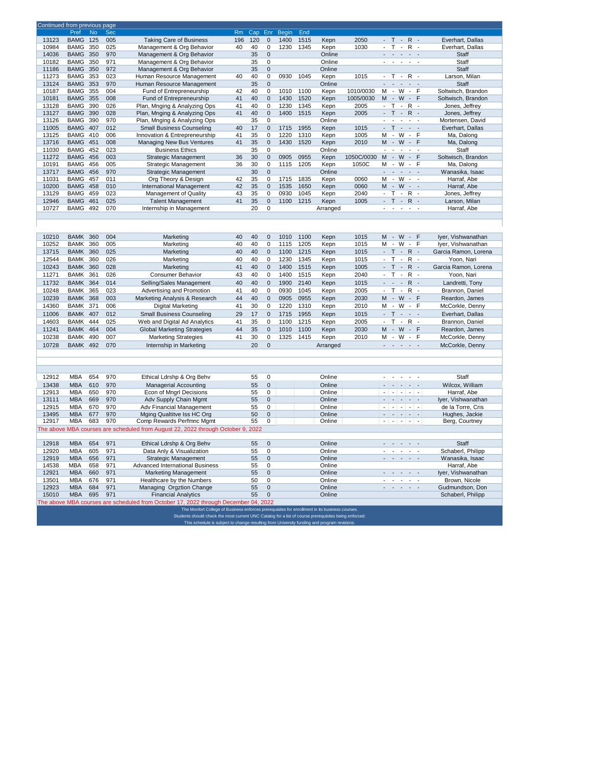Continued from previous page

| | Pref | No | Sec | | Rm | Cap | Enr | Begin | End | | | | |
|---|---|---|---|---|---|---|---|---|---|---|---|---|---|
| 13123 | BAMG | 125 | 005 | Taking Care of Business | 196 | 120 | 0 | 1400 | 1515 | Kepn | 2050 | - T - R - | Everhart, Dallas |
| 10984 | BAMG | 350 | 025 | Management & Org Behavior | 40 | 40 | 0 | 1230 | 1345 | Kepn | 1030 | - T - R - | Everhart, Dallas |
| 14036 | BAMG | 350 | 970 | Management & Org Behavior | | 35 | 0 | | | Online | | - - - - - | Staff |
| 10182 | BAMG | 350 | 971 | Management & Org Behavior | | 35 | 0 | | | Online | | - - - - - | Staff |
| 11186 | BAMG | 350 | 972 | Management & Org Behavior | | 35 | 0 | | | Online | | - - - - - | Staff |
| 11273 | BAMG | 353 | 023 | Human Resource Management | 40 | 40 | 0 | 0930 | 1045 | Kepn | 1015 | - T - R - | Larson, Milan |
| 13124 | BAMG | 353 | 970 | Human Resource Management | | 35 | 0 | | | Online | | - - - - - | Staff |
| 10187 | BAMG | 355 | 004 | Fund of Entrepreneurship | 42 | 40 | 0 | 1010 | 1100 | Kepn | 1010/0030 | M - W - F | Soltwisch, Brandon |
| 10181 | BAMG | 355 | 008 | Fund of Entrepreneurship | 41 | 40 | 0 | 1430 | 1520 | Kepn | 1005/0030 | M - W - F | Soltwisch, Brandon |
| 13128 | BAMG | 390 | 026 | Plan, Mnging & Analyzing Ops | 41 | 40 | 0 | 1230 | 1345 | Kepn | 2005 | - T - R - | Jones, Jeffrey |
| 13127 | BAMG | 390 | 028 | Plan, Mnging & Analyzing Ops | 41 | 40 | 0 | 1400 | 1515 | Kepn | 2005 | - T - R - | Jones, Jeffrey |
| 13126 | BAMG | 390 | 970 | Plan, Mnging & Analyzing Ops | | 35 | 0 | | | Online | | - - - - - | Mortensen, David |
| 11005 | BAMG | 407 | 012 | Small Business Counseling | 40 | 17 | 0 | 1715 | 1955 | Kepn | 1015 | - T - - - | Everhart, Dallas |
| 13125 | BAMG | 410 | 006 | Innovation & Entrepreneurship | 41 | 35 | 0 | 1220 | 1310 | Kepn | 1005 | M - W - F | Ma, Dalong |
| 13716 | BAMG | 451 | 008 | Managing New Bus Ventures | 41 | 35 | 0 | 1430 | 1520 | Kepn | 2010 | M - W - F | Ma, Dalong |
| 11030 | BAMG | 452 | 023 | Business Ethics | | 35 | 0 | | | Online | | - - - - - | Staff |
| 11272 | BAMG | 456 | 003 | Strategic Management | 36 | 30 | 0 | 0905 | 0955 | Kepn | 1050C/0030 | M - W - F | Soltwisch, Brandon |
| 10191 | BAMG | 456 | 005 | Strategic Management | 36 | 30 | 0 | 1115 | 1205 | Kepn | 1050C | M - W - F | Ma, Dalong |
| 13717 | BAMG | 456 | 970 | Strategic Management | | 30 | 0 | | | Online | | - - - - - | Wanasika, Isaac |
| 11031 | BAMG | 457 | 011 | Org Theory & Design | 42 | 35 | 0 | 1715 | 1835 | Kepn | 0060 | M - W - - | Harraf, Abe |
| 10200 | BAMG | 458 | 010 | International Management | 42 | 35 | 0 | 1535 | 1650 | Kepn | 0060 | M - W - - | Harraf, Abe |
| 13129 | BAMG | 459 | 023 | Management of Quality | 43 | 35 | 0 | 0930 | 1045 | Kepn | 2040 | - T - R - | Jones, Jeffrey |
| 12946 | BAMG | 461 | 025 | Talent Management | 41 | 35 | 0 | 1100 | 1215 | Kepn | 1005 | - T - R - | Larson, Milan |
| 10727 | BAMG | 492 | 070 | Internship in Management | | 20 | 0 | | | Arranged | | - - - - - | Harraf, Abe |

| | | | | | | | | | | | | | |
|---|---|---|---|---|---|---|---|---|---|---|---|---|---|
| 10210 | BAMK | 360 | 004 | Marketing | 40 | 40 | 0 | 1010 | 1100 | Kepn | 1015 | M - W - F | Iyer, Vishwanathan |
| 10252 | BAMK | 360 | 005 | Marketing | 40 | 40 | 0 | 1115 | 1205 | Kepn | 1015 | M - W - F | Iyer, Vishwanathan |
| 13715 | BAMK | 360 | 025 | Marketing | 40 | 40 | 0 | 1100 | 1215 | Kepn | 1015 | - T - R - | Garcia Ramon, Lorena |
| 12544 | BAMK | 360 | 026 | Marketing | 40 | 40 | 0 | 1230 | 1345 | Kepn | 1015 | - T - R - | Yoon, Nari |
| 10243 | BAMK | 360 | 028 | Marketing | 41 | 40 | 0 | 1400 | 1515 | Kepn | 1005 | - T - R - | Garcia Ramon, Lorena |
| 11271 | BAMK | 361 | 026 | Consumer Behavior | 43 | 40 | 0 | 1400 | 1515 | Kepn | 2040 | - T - R - | Yoon, Nari |
| 11732 | BAMK | 364 | 014 | Selling/Sales Management | 40 | 40 | 0 | 1900 | 2140 | Kepn | 1015 | - - - R - | Landretti, Tony |
| 10248 | BAMK | 365 | 023 | Advertising and Promotion | 41 | 40 | 0 | 0930 | 1045 | Kepn | 2005 | - T - R - | Brannon, Daniel |
| 10239 | BAMK | 368 | 003 | Marketing Analysis & Research | 44 | 40 | 0 | 0905 | 0955 | Kepn | 2030 | M - W - F | Reardon, James |
| 14360 | BAMK | 371 | 006 | Digital Marketing | 41 | 30 | 0 | 1220 | 1310 | Kepn | 2010 | M - W - F | McCorkle, Denny |
| 11006 | BAMK | 407 | 012 | Small Business Counseling | 29 | 17 | 0 | 1715 | 1955 | Kepn | 1015 | - T - - - | Everhart, Dallas |
| 14603 | BAMK | 444 | 025 | Web and Digital Ad Analytics | 41 | 35 | 0 | 1100 | 1215 | Kepn | 2005 | - T - R - | Brannon, Daniel |
| 11241 | BAMK | 464 | 004 | Global Marketing Strategies | 44 | 35 | 0 | 1010 | 1100 | Kepn | 2030 | M - W - F | Reardon, James |
| 10238 | BAMK | 490 | 007 | Marketing Strategies | 41 | 30 | 0 | 1325 | 1415 | Kepn | 2010 | M - W - F | McCorkle, Denny |
| 10728 | BAMK | 492 | 070 | Internship in Marketing | | 20 | 0 | | | Arranged | | - - - - - | McCorkle, Denny |

| | | | | | | | | | | | | | |
|---|---|---|---|---|---|---|---|---|---|---|---|---|---|
| 12912 | MBA | 654 | 970 | Ethical Ldrshp & Org Behv | | 55 | 0 | | | Online | | - - - - - | Staff |
| 13438 | MBA | 610 | 970 | Managerial Accounting | | 55 | 0 | | | Online | | - - - - - | Wilcox, William |
| 12913 | MBA | 650 | 970 | Econ of Mngrl Decisions | | 55 | 0 | | | Online | | - - - - - | Harraf, Abe |
| 13111 | MBA | 669 | 970 | Adv Supply Chain Mgmt | | 55 | 0 | | | Online | | - - - - - | Iyer, Vishwanathan |
| 12915 | MBA | 670 | 970 | Adv Financial Management | | 55 | 0 | | | Online | | - - - - - | de la Torre, Cris |
| 13495 | MBA | 677 | 970 | Mging Qualtitve Iss HC Org | | 50 | 0 | | | Online | | - - - - - | Hughes, Jackie |
| 12917 | MBA | 683 | 970 | Comp Rewards Perfmnc Mgmt | | 55 | 0 | | | Online | | - - - - - | Berg, Courtney |

The above MBA courses are scheduled from August 22, 2022 through October 9, 2022

| | | | | | | | | | | | | | |
|---|---|---|---|---|---|---|---|---|---|---|---|---|---|
| 12918 | MBA | 654 | 971 | Ethical Ldrshp & Org Behv | | 55 | 0 | | | Online | | - - - - - | Staff |
| 12920 | MBA | 605 | 971 | Data Anly & Visualization | | 55 | 0 | | | Online | | - - - - - | Schaberl, Philipp |
| 12919 | MBA | 656 | 971 | Strategic Management | | 55 | 0 | | | Online | | - - - - - | Wanasika, Isaac |
| 14538 | MBA | 658 | 971 | Advanced International Business | | 55 | 0 | | | Online | | | Harraf, Abe |
| 12921 | MBA | 660 | 971 | Marketing Management | | 55 | 0 | | | Online | | - - - - - | Iyer, Vishwanathan |
| 13501 | MBA | 676 | 971 | Healthcare by the Numbers | | 50 | 0 | | | Online | | - - - - - | Brown, Nicole |
| 12923 | MBA | 684 | 971 | Managing Orgztion Change | | 55 | 0 | | | Online | | - - - - - | Gudmundson, Don |
| 15010 | MBA | 695 | 971 | Financial Analytics | | 55 | 0 | | | Online | | | Schaberl, Philipp |

The above MBA courses are scheduled from October 17, 2022 through December 04, 2022

The Monfort College of Business enforces prerequisites for enrollment in its business courses.
Students should check the most current UNC Catalog for a list of course prerequisites being enforced.
This schedule is subject to change resulting from University funding and program revisions.